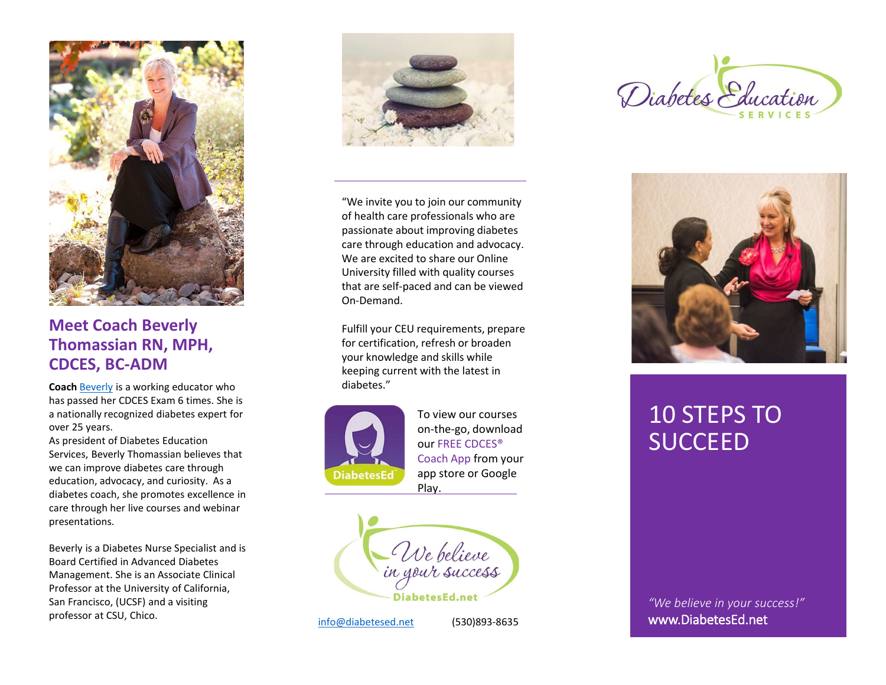## Meet Coach Beverly Thomassian RN, MPH, CDCES, BC-ADM

**Coach** Beverly is a working educator who has passed her CDCES Exam 6 times. She is a nationally recognized diabetes expert for over 25 years.

As president of Diabetes Education Services, Beverly Thomassian believes that we can improve diabetes care through education, advocacy, and curiosity. As a diabetes coach, she promotes excellence in care through her live courses and webinar presentations.

Beverly is a Diabetes Nurse Specialist and is Board Certified in Advanced Diabetes Management. She is an Associate Clinical Professor at the University of California, San Francisco, (UCSF) and a visiting professor at CSU, Chico.

---

"We invite you to join our community of health care professionals who are passionate about improving diabetes care through education and advocacy. We are excited to share our Online University filled with quality courses that are self-paced and can be viewed On-Demand.

Fulfill your CEU requirements, prepare for certification, refresh or broaden your knowledge and skills while keeping current with the latest in diabetes."

DiabetesEd

To view our courses on-the-go, download our FREE CDCES® Coach App from your app store or Google Play.

*We believe in your success*

DiabetesEd.net

info@diabetesed.net (530)893-8635

---

Diabetes Education SERVICES

# 10 STEPS TO SUCCEED

*"We believe in your success!"*

www.DiabetesEd.net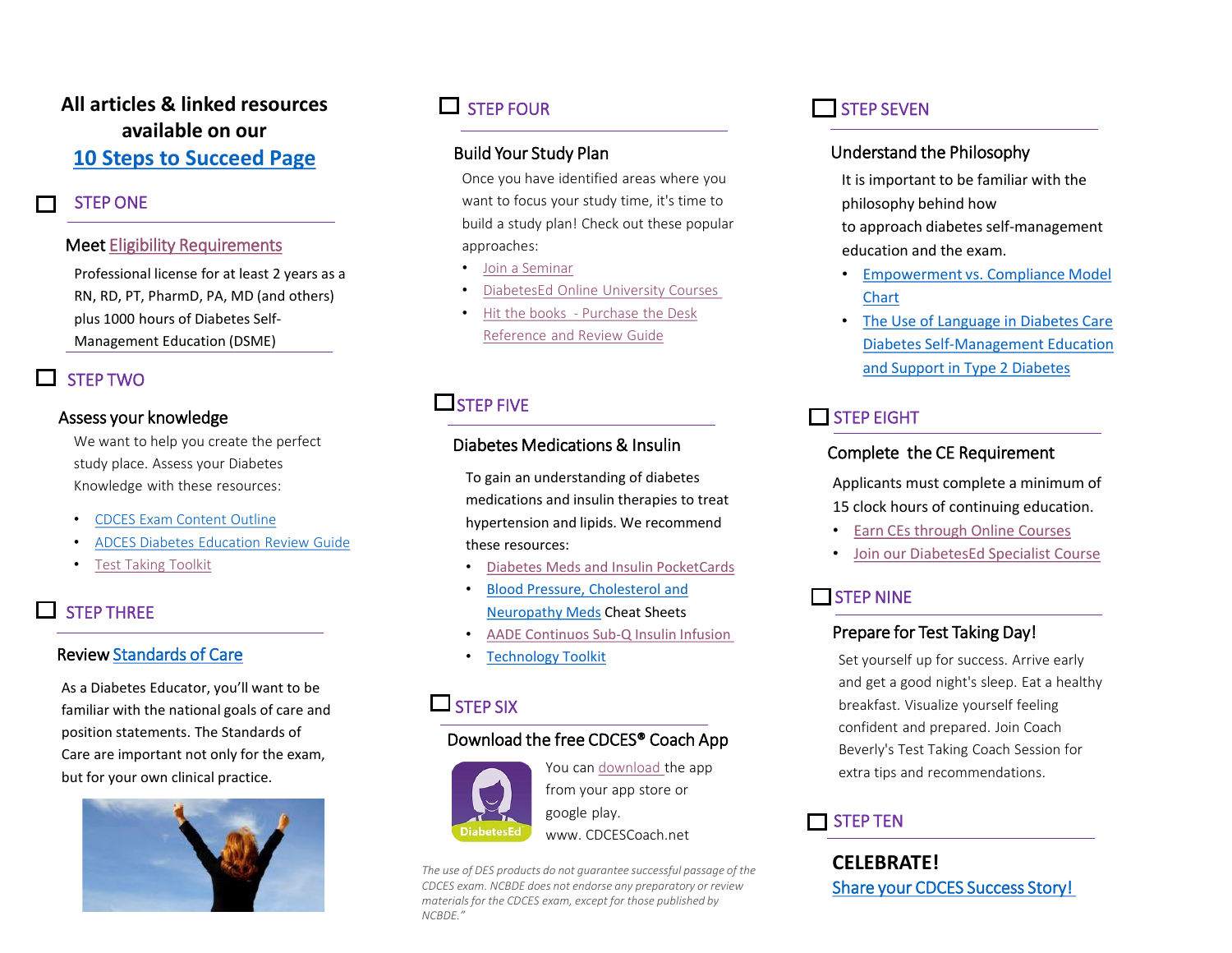**All articles & linked resources available on our**
**10 Steps to Succeed Page**

## ☐ STEP ONE

### Meet Eligibility Requirements

Professional license for at least 2 years as a RN, RD, PT, PharmD, PA, MD (and others) plus 1000 hours of Diabetes Self-Management Education (DSME)

## ☐ STEP TWO

### Assess your knowledge

We want to help you create the perfect study place. Assess your Diabetes Knowledge with these resources:

- CDCES Exam Content Outline
- ADCES Diabetes Education Review Guide
- Test Taking Toolkit

## ☐ STEP THREE

### Review Standards of Care

As a Diabetes Educator, you'll want to be familiar with the national goals of care and position statements. The Standards of Care are important not only for the exam, but for your own clinical practice.

## ☐ STEP FOUR

### Build Your Study Plan

Once you have identified areas where you want to focus your study time, it's time to build a study plan! Check out these popular approaches:

- Join a Seminar
- DiabetesEd Online University Courses
- Hit the books - Purchase the Desk Reference and Review Guide

## ☐ STEP FIVE

### Diabetes Medications & Insulin

To gain an understanding of diabetes medications and insulin therapies to treat hypertension and lipids. We recommend these resources:

- Diabetes Meds and Insulin PocketCards
- Blood Pressure, Cholesterol and Neuropathy Meds Cheat Sheets
- AADE Continuos Sub-Q Insulin Infusion
- Technology Toolkit

## ☐ STEP SIX

### Download the free CDCES® Coach App

You can download the app from your app store or google play.
www. CDCESCoach.net

*The use of DES products do not guarantee successful passage of the CDCES exam. NCBDE does not endorse any preparatory or review materials for the CDCES exam, except for those published by NCBDE."*

## ☐ STEP SEVEN

### Understand the Philosophy

It is important to be familiar with the philosophy behind how to approach diabetes self-management education and the exam.

- Empowerment vs. Compliance Model Chart
- The Use of Language in Diabetes Care Diabetes Self-Management Education and Support in Type 2 Diabetes

## ☐ STEP EIGHT

### Complete the CE Requirement

Applicants must complete a minimum of 15 clock hours of continuing education.

- Earn CEs through Online Courses
- Join our DiabetesEd Specialist Course

## ☐ STEP NINE

### Prepare for Test Taking Day!

Set yourself up for success. Arrive early and get a good night's sleep. Eat a healthy breakfast. Visualize yourself feeling confident and prepared. Join Coach Beverly's Test Taking Coach Session for extra tips and recommendations.

## ☐ STEP TEN

### CELEBRATE!

Share your CDCES Success Story!